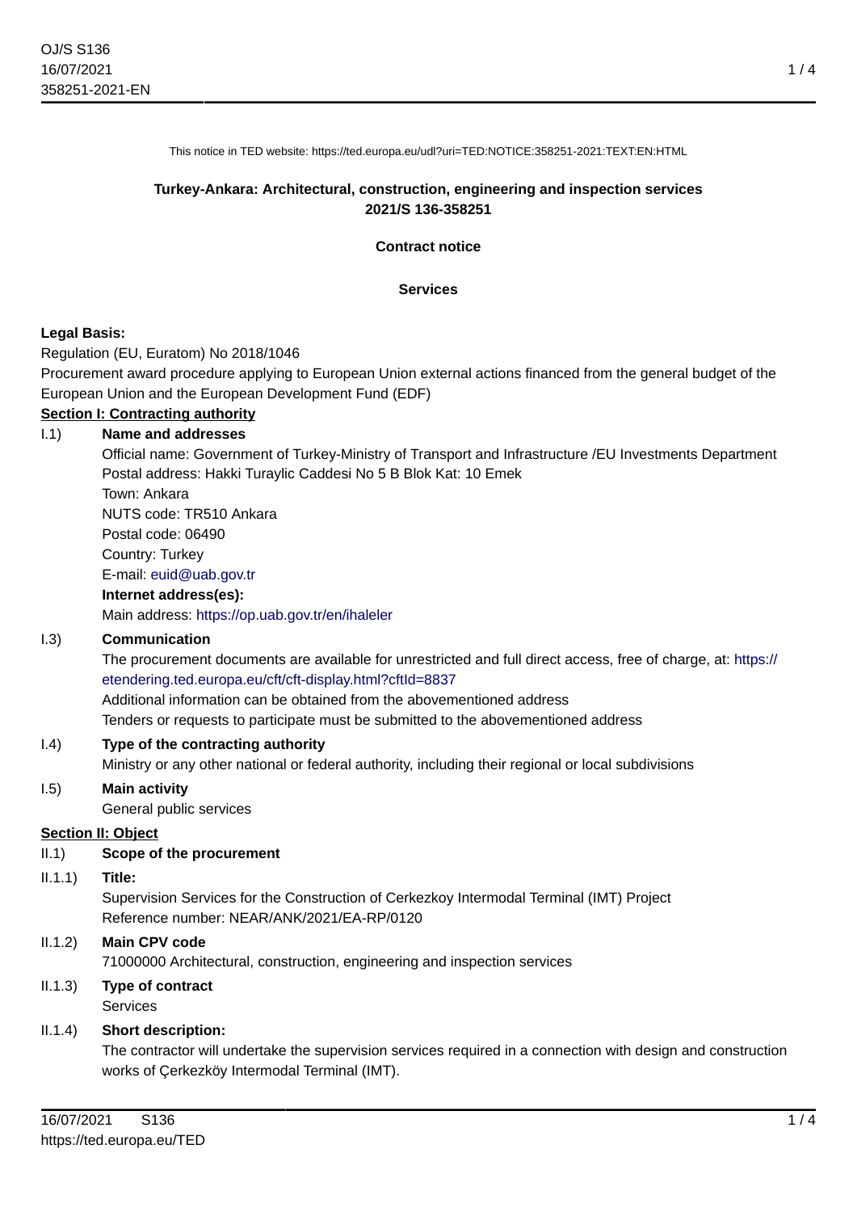This notice in TED website: https://ted.europa.eu/udl?uri=TED:NOTICE:358251-2021:TEXT:EN:HTML

# Turkey-Ankara: Architectural, construction, engineering and inspection services
# 2021/S 136-358251

## Contract notice

## Services

**Legal Basis:**

Regulation (EU, Euratom) No 2018/1046

Procurement award procedure applying to European Union external actions financed from the general budget of the European Union and the European Development Fund (EDF)

**Section I: Contracting authority**

I.1) **Name and addresses**

Official name: Government of Turkey-Ministry of Transport and Infrastructure /EU Investments Department
Postal address: Hakki Turaylic Caddesi No 5 B Blok Kat: 10 Emek
Town: Ankara
NUTS code: TR510 Ankara
Postal code: 06490
Country: Turkey
E-mail: euid@uab.gov.tr

**Internet address(es):**

Main address: https://op.uab.gov.tr/en/ihaleler

I.3) **Communication**

The procurement documents are available for unrestricted and full direct access, free of charge, at: https://etendering.ted.europa.eu/cft/cft-display.html?cftId=8837

Additional information can be obtained from the abovementioned address

Tenders or requests to participate must be submitted to the abovementioned address

I.4) **Type of the contracting authority**

Ministry or any other national or federal authority, including their regional or local subdivisions

I.5) **Main activity**

General public services

**Section II: Object**

II.1) **Scope of the procurement**

II.1.1) **Title:**

Supervision Services for the Construction of Cerkezkoy Intermodal Terminal (IMT) Project
Reference number: NEAR/ANK/2021/EA-RP/0120

II.1.2) **Main CPV code**

71000000 Architectural, construction, engineering and inspection services

II.1.3) **Type of contract**

Services

II.1.4) **Short description:**

The contractor will undertake the supervision services required in a connection with design and construction works of Çerkezköy Intermodal Terminal (IMT).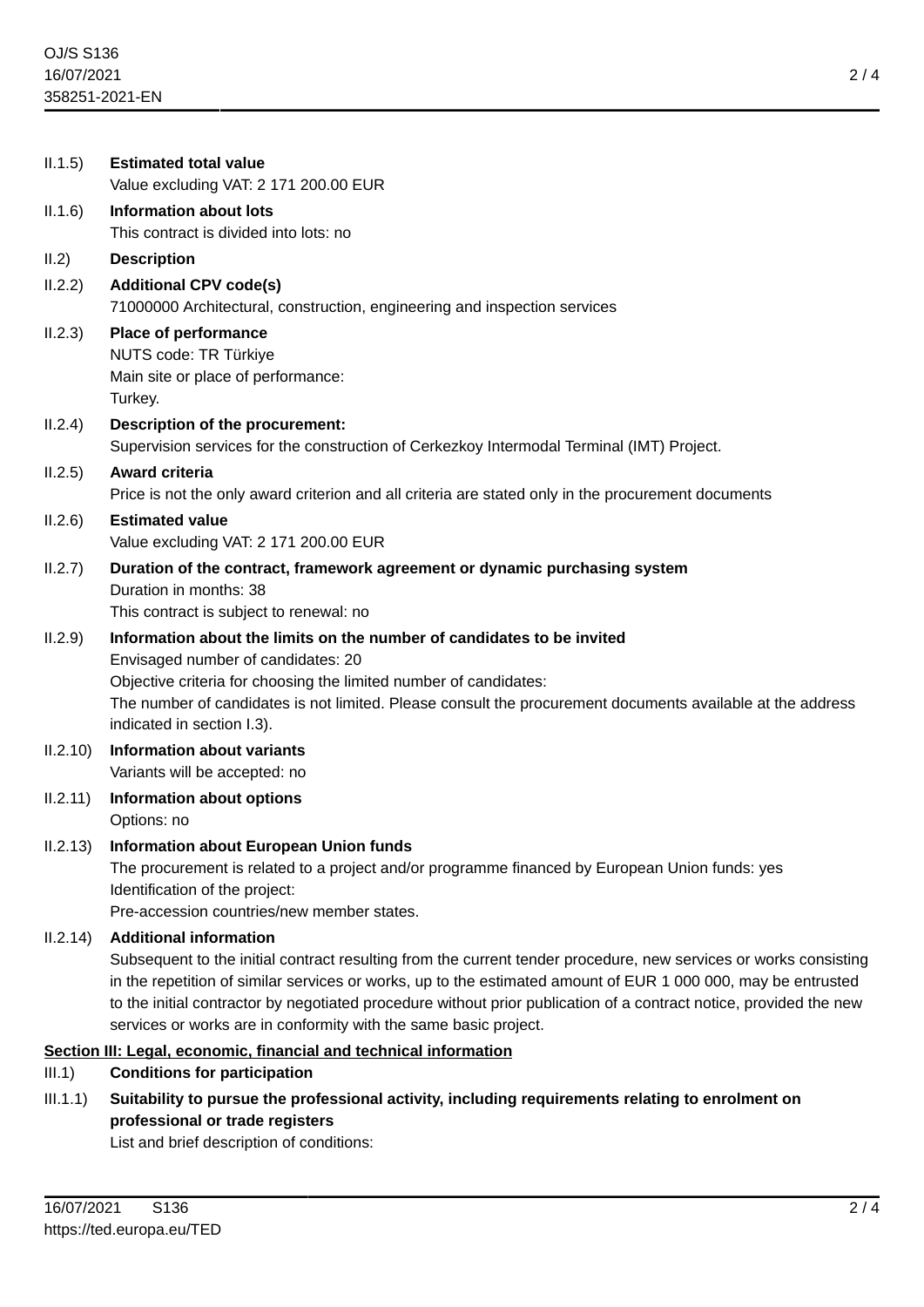II.1.5) **Estimated total value**
Value excluding VAT: 2 171 200.00 EUR

II.1.6) **Information about lots**
This contract is divided into lots: no

II.2) **Description**

II.2.2) **Additional CPV code(s)**
71000000 Architectural, construction, engineering and inspection services

II.2.3) **Place of performance**
NUTS code: TR Türkiye
Main site or place of performance:
Turkey.

II.2.4) **Description of the procurement:**
Supervision services for the construction of Cerkezkoy Intermodal Terminal (IMT) Project.

II.2.5) **Award criteria**
Price is not the only award criterion and all criteria are stated only in the procurement documents

II.2.6) **Estimated value**
Value excluding VAT: 2 171 200.00 EUR

II.2.7) **Duration of the contract, framework agreement or dynamic purchasing system**
Duration in months: 38
This contract is subject to renewal: no

II.2.9) **Information about the limits on the number of candidates to be invited**
Envisaged number of candidates: 20
Objective criteria for choosing the limited number of candidates:
The number of candidates is not limited. Please consult the procurement documents available at the address indicated in section I.3).

II.2.10) **Information about variants**
Variants will be accepted: no

II.2.11) **Information about options**
Options: no

II.2.13) **Information about European Union funds**
The procurement is related to a project and/or programme financed by European Union funds: yes
Identification of the project:
Pre-accession countries/new member states.

II.2.14) **Additional information**
Subsequent to the initial contract resulting from the current tender procedure, new services or works consisting in the repetition of similar services or works, up to the estimated amount of EUR 1 000 000, may be entrusted to the initial contractor by negotiated procedure without prior publication of a contract notice, provided the new services or works are in conformity with the same basic project.

## Section III: Legal, economic, financial and technical information

III.1) **Conditions for participation**

III.1.1) **Suitability to pursue the professional activity, including requirements relating to enrolment on professional or trade registers**
List and brief description of conditions: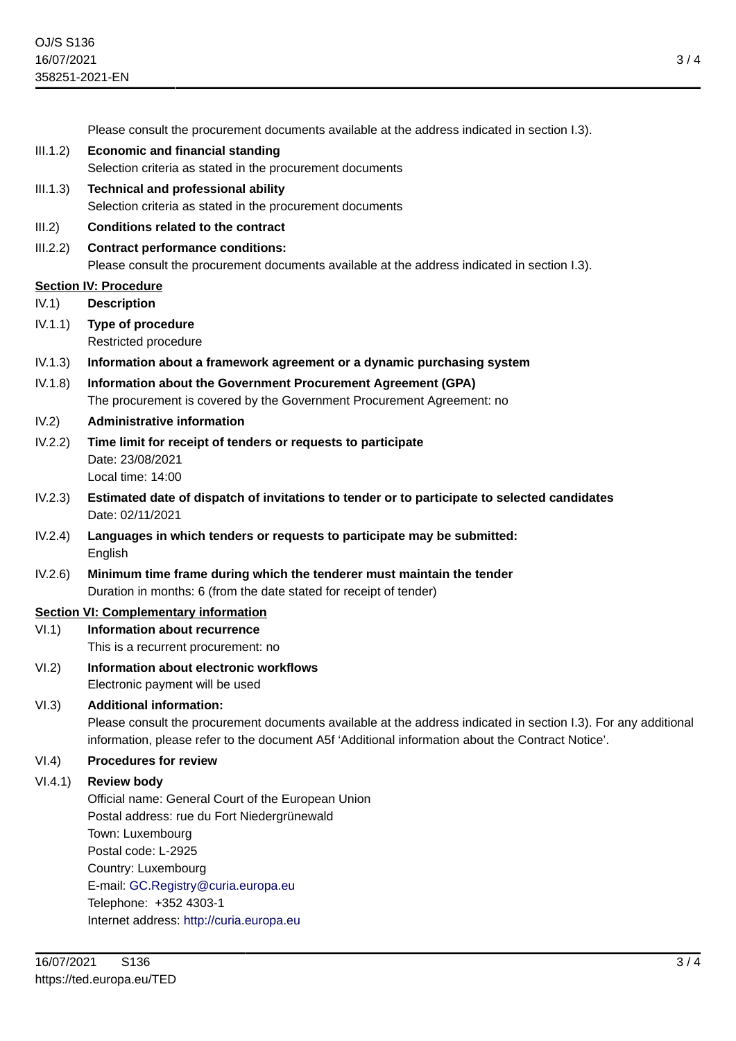Please consult the procurement documents available at the address indicated in section I.3).

III.1.2) **Economic and financial standing**

Selection criteria as stated in the procurement documents

III.1.3) **Technical and professional ability**

Selection criteria as stated in the procurement documents

III.2) **Conditions related to the contract**

III.2.2) **Contract performance conditions:**

Please consult the procurement documents available at the address indicated in section I.3).

## Section IV: Procedure

IV.1) **Description**

IV.1.1) **Type of procedure**

Restricted procedure

IV.1.3) **Information about a framework agreement or a dynamic purchasing system**

IV.1.8) **Information about the Government Procurement Agreement (GPA)**

The procurement is covered by the Government Procurement Agreement: no

IV.2) **Administrative information**

IV.2.2) **Time limit for receipt of tenders or requests to participate**

Date: 23/08/2021

Local time: 14:00

IV.2.3) **Estimated date of dispatch of invitations to tender or to participate to selected candidates**

Date: 02/11/2021

IV.2.4) **Languages in which tenders or requests to participate may be submitted:**

English

IV.2.6) **Minimum time frame during which the tenderer must maintain the tender**

Duration in months: 6 (from the date stated for receipt of tender)

## Section VI: Complementary information

VI.1) **Information about recurrence**

This is a recurrent procurement: no

VI.2) **Information about electronic workflows**

Electronic payment will be used

VI.3) **Additional information:**

Please consult the procurement documents available at the address indicated in section I.3). For any additional information, please refer to the document A5f 'Additional information about the Contract Notice'.

VI.4) **Procedures for review**

VI.4.1) **Review body**

Official name: General Court of the European Union

Postal address: rue du Fort Niedergrünewald

Town: Luxembourg

Postal code: L-2925

Country: Luxembourg

E-mail: GC.Registry@curia.europa.eu

Telephone: +352 4303-1

Internet address: http://curia.europa.eu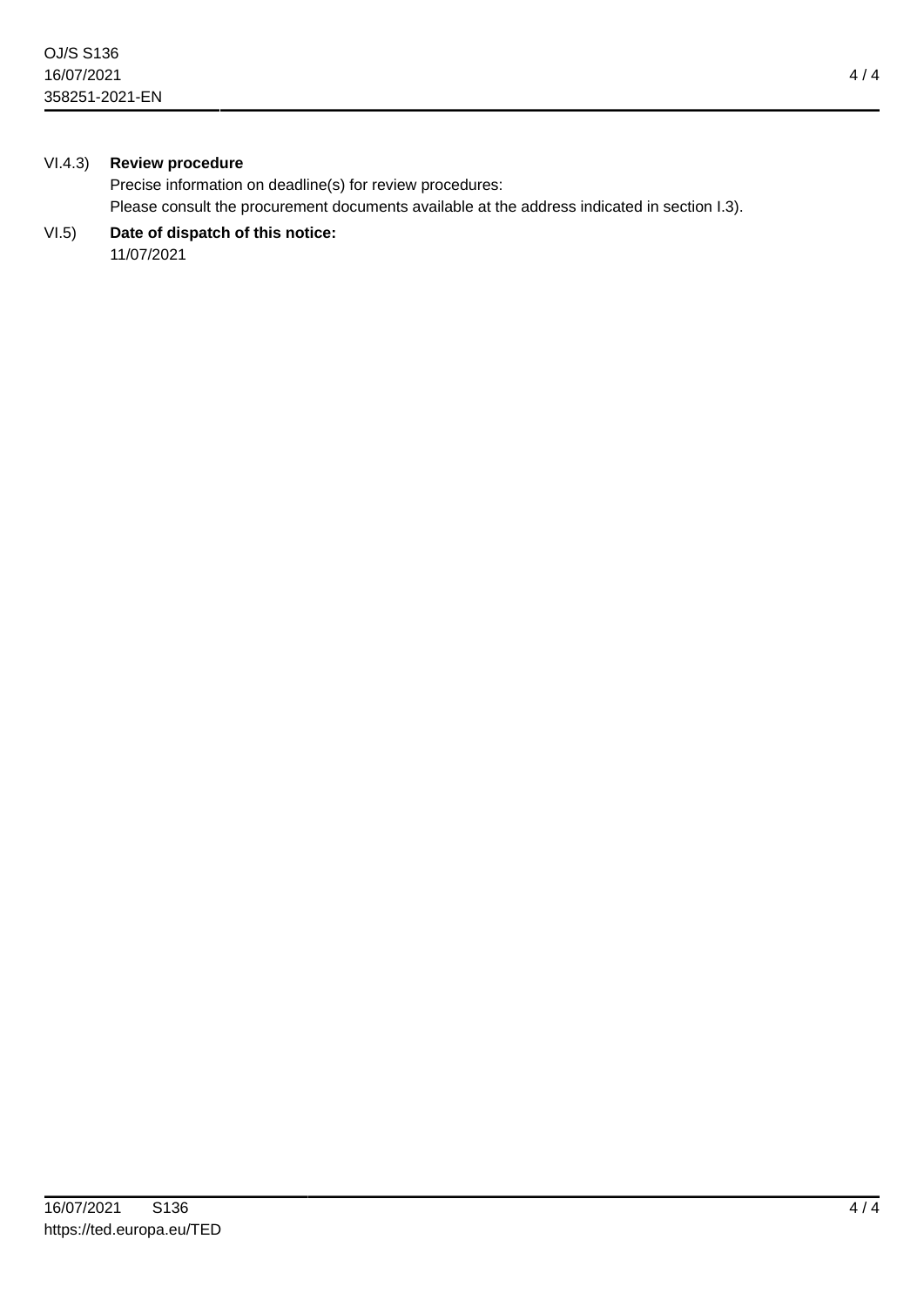VI.4.3) **Review procedure**

Precise information on deadline(s) for review procedures:

Please consult the procurement documents available at the address indicated in section I.3).

VI.5) **Date of dispatch of this notice:**

11/07/2021